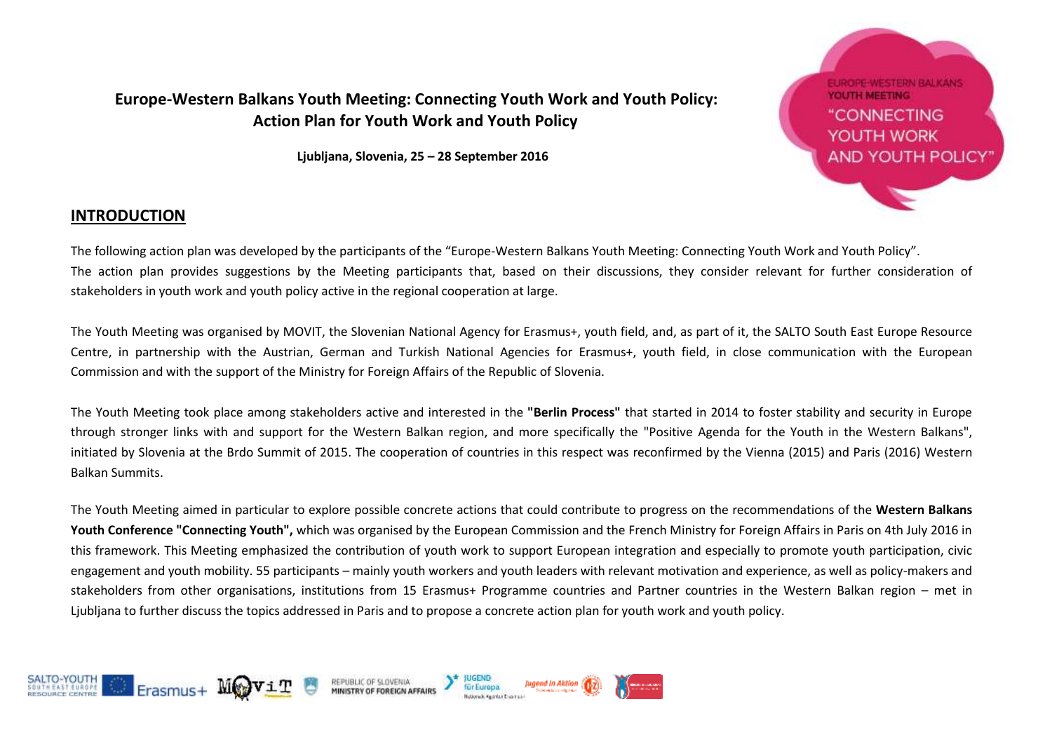# Europe-Western Balkans Youth Meeting: Connecting Youth Work and Youth Policy: Action Plan for Youth Work and Youth Policy

**Ljubljana, Slovenia, 25 – 28 September 2016**

## INTRODUCTION

The following action plan was developed by the participants of the "Europe-Western Balkans Youth Meeting: Connecting Youth Work and Youth Policy". The action plan provides suggestions by the Meeting participants that, based on their discussions, they consider relevant for further consideration of stakeholders in youth work and youth policy active in the regional cooperation at large.

The Youth Meeting was organised by MOVIT, the Slovenian National Agency for Erasmus+, youth field, and, as part of it, the SALTO South East Europe Resource Centre, in partnership with the Austrian, German and Turkish National Agencies for Erasmus+, youth field, in close communication with the European Commission and with the support of the Ministry for Foreign Affairs of the Republic of Slovenia.

The Youth Meeting took place among stakeholders active and interested in the **"Berlin Process"** that started in 2014 to foster stability and security in Europe through stronger links with and support for the Western Balkan region, and more specifically the "Positive Agenda for the Youth in the Western Balkans", initiated by Slovenia at the Brdo Summit of 2015. The cooperation of countries in this respect was reconfirmed by the Vienna (2015) and Paris (2016) Western Balkan Summits.

The Youth Meeting aimed in particular to explore possible concrete actions that could contribute to progress on the recommendations of the **Western Balkans Youth Conference "Connecting Youth",** which was organised by the European Commission and the French Ministry for Foreign Affairs in Paris on 4th July 2016 in this framework. This Meeting emphasized the contribution of youth work to support European integration and especially to promote youth participation, civic engagement and youth mobility. 55 participants – mainly youth workers and youth leaders with relevant motivation and experience, as well as policy-makers and stakeholders from other organisations, institutions from 15 Erasmus+ Programme countries and Partner countries in the Western Balkan region – met in Ljubljana to further discuss the topics addressed in Paris and to propose a concrete action plan for youth work and youth policy.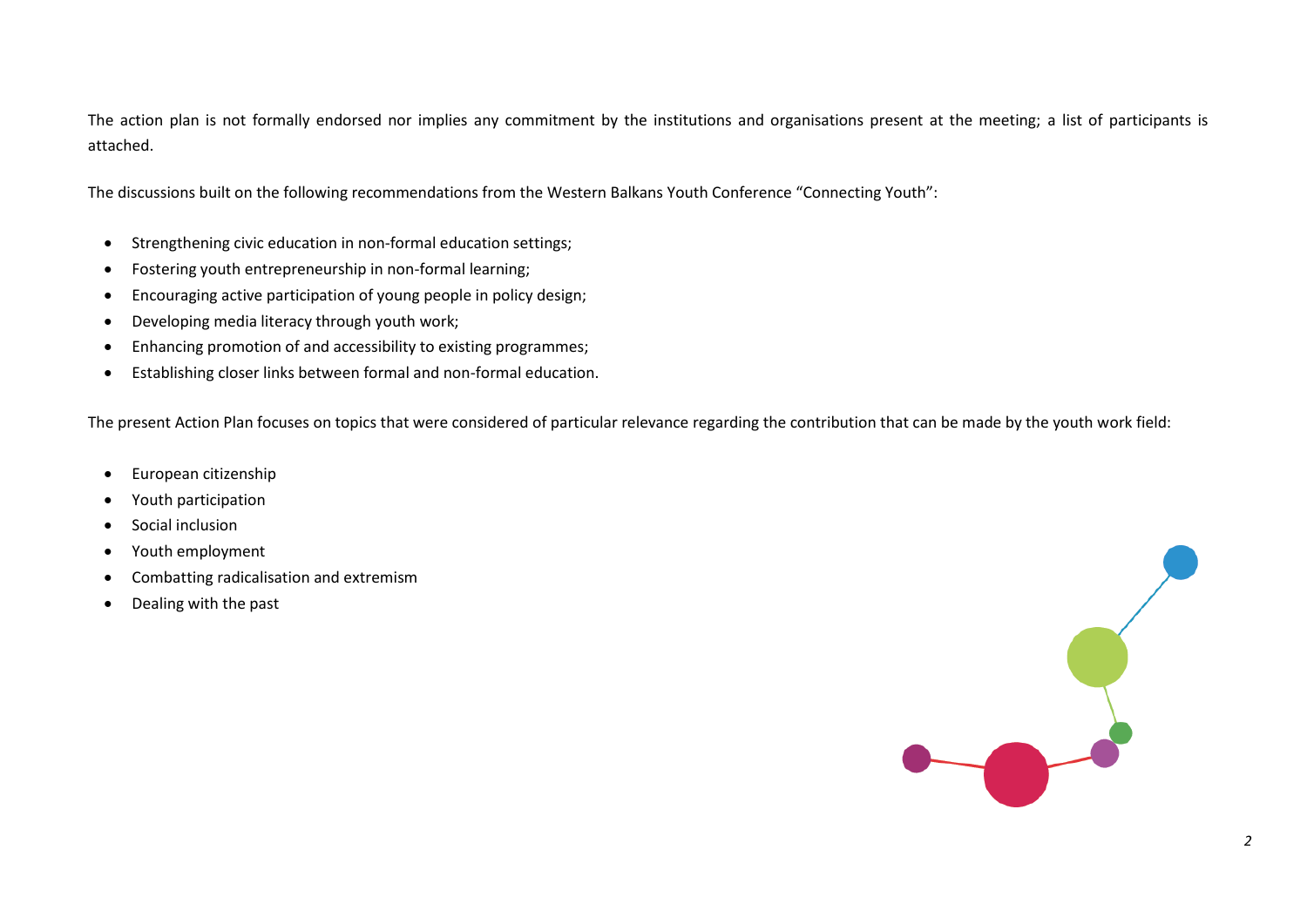The action plan is not formally endorsed nor implies any commitment by the institutions and organisations present at the meeting; a list of participants is attached.

The discussions built on the following recommendations from the Western Balkans Youth Conference “Connecting Youth”:

- Strengthening civic education in non-formal education settings;
- Fostering youth entrepreneurship in non-formal learning;
- Encouraging active participation of young people in policy design;
- Developing media literacy through youth work;
- Enhancing promotion of and accessibility to existing programmes;
- Establishing closer links between formal and non-formal education.

The present Action Plan focuses on topics that were considered of particular relevance regarding the contribution that can be made by the youth work field:

- European citizenship
- Youth participation
- Social inclusion
- Youth employment
- Combatting radicalisation and extremism
- Dealing with the past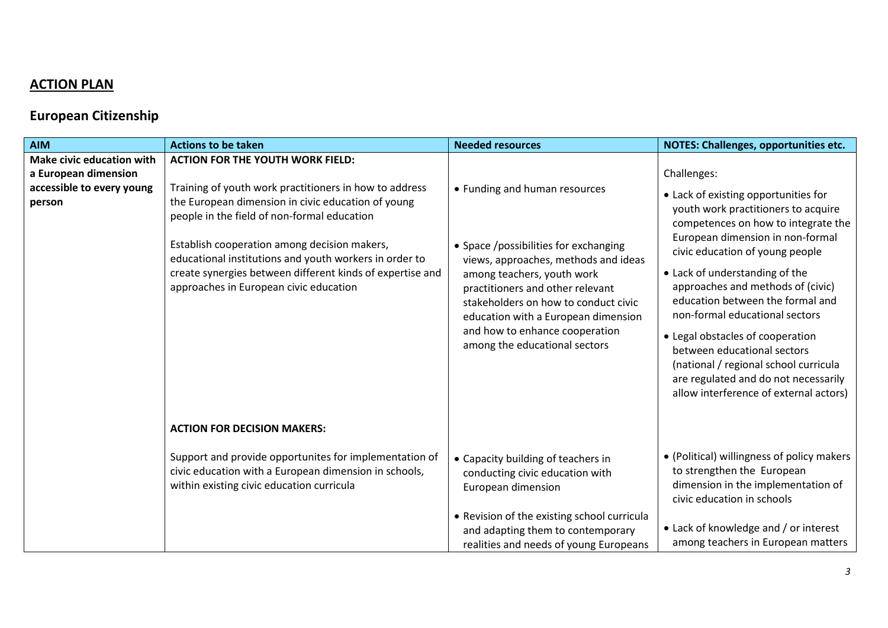## ACTION PLAN

## European Citizenship

| AIM | Actions to be taken | Needed resources | NOTES: Challenges, opportunities etc. |
|---|---|---|---|
| **Make civic education with a European dimension accessible to every young person** | **ACTION FOR THE YOUTH WORK FIELD:**<br><br>Training of youth work practitioners in how to address the European dimension in civic education of young people in the field of non-formal education<br><br>Establish cooperation among decision makers, educational institutions and youth workers in order to create synergies between different kinds of expertise and approaches in European civic education | • Funding and human resources<br><br>• Space /possibilities for exchanging views, approaches, methods and ideas among teachers, youth work practitioners and other relevant stakeholders on how to conduct civic education with a European dimension and how to enhance cooperation among the educational sectors | Challenges:<br><br>• Lack of existing opportunities for youth work practitioners to acquire competences on how to integrate the European dimension in non-formal civic education of young people<br><br>• Lack of understanding of the approaches and methods of (civic) education between the formal and non-formal educational sectors<br><br>• Legal obstacles of cooperation between educational sectors (national / regional school curricula are regulated and do not necessarily allow interference of external actors) |
| | **ACTION FOR DECISION MAKERS:**<br><br>Support and provide opportunites for implementation of civic education with a European dimension in schools, within existing civic education curricula | • Capacity building of teachers in conducting civic education with European dimension<br><br>• Revision of the existing school curricula and adapting them to contemporary realities and needs of young Europeans | • (Political) willingness of policy makers to strengthen the European dimension in the implementation of civic education in schools<br><br>• Lack of knowledge and / or interest among teachers in European matters |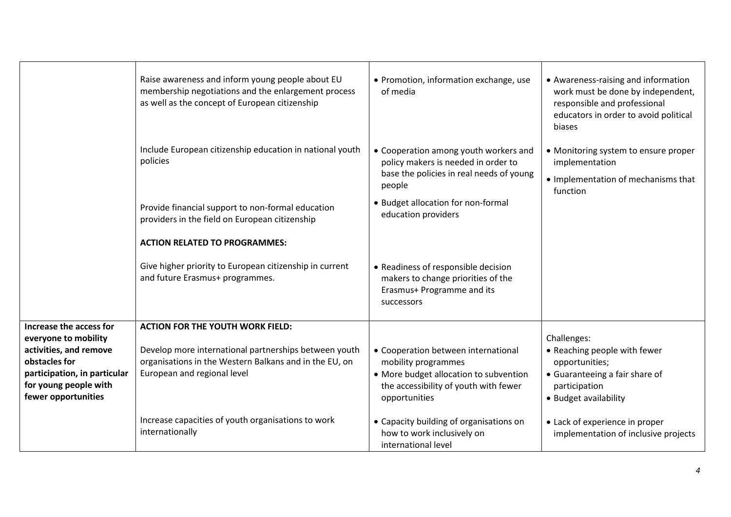| | | | |
|---|---|---|---|
| | Raise awareness and inform young people about EU membership negotiations and the enlargement process as well as the concept of European citizenship | • Promotion, information exchange, use of media | • Awareness-raising and information work must be done by independent, responsible and professional educators in order to avoid political biases |
| | Include European citizenship education in national youth policies | • Cooperation among youth workers and policy makers is needed in order to base the policies in real needs of young people | • Monitoring system to ensure proper implementation<br>• Implementation of mechanisms that function |
| | Provide financial support to non-formal education providers in the field on European citizenship | • Budget allocation for non-formal education providers | |
| | **ACTION RELATED TO PROGRAMMES:**<br>Give higher priority to European citizenship in current and future Erasmus+ programmes. | • Readiness of responsible decision makers to change priorities of the Erasmus+ Programme and its successors | |
| **Increase the access for everyone to mobility activities, and remove obstacles for participation, in particular for young people with fewer opportunities** | **ACTION FOR THE YOUTH WORK FIELD:**<br>Develop more international partnerships between youth organisations in the Western Balkans and in the EU, on European and regional level | • Cooperation between international mobility programmes<br>• More budget allocation to subvention the accessibility of youth with fewer opportunities | Challenges:<br>• Reaching people with fewer opportunities;<br>• Guaranteeing a fair share of participation<br>• Budget availability |
| | Increase capacities of youth organisations to work internationally | • Capacity building of organisations on how to work inclusively on international level | • Lack of experience in proper implementation of inclusive projects |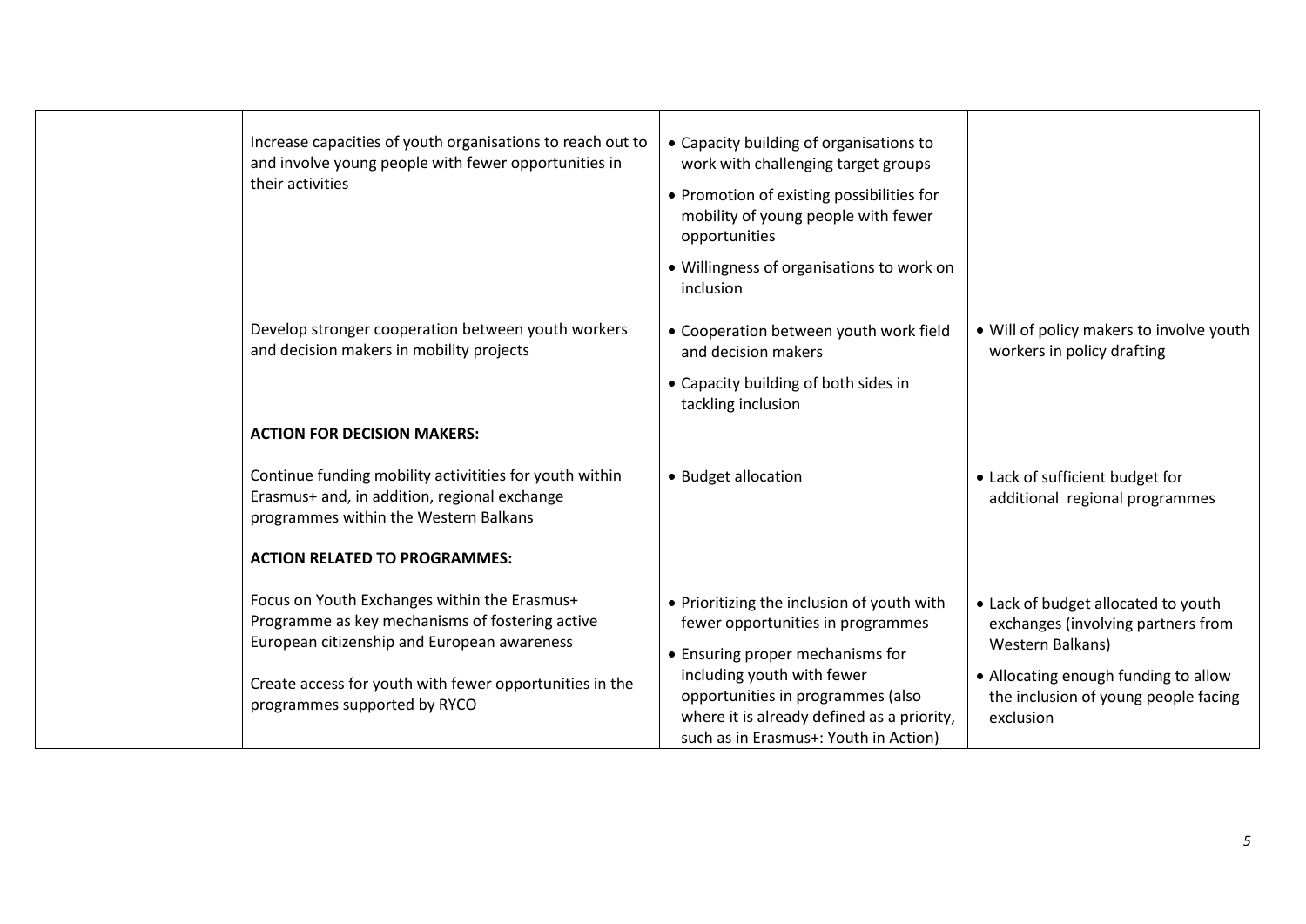| | | | |
|---|---|---|---|
| | Increase capacities of youth organisations to reach out to and involve young people with fewer opportunities in their activities | • Capacity building of organisations to work with challenging target groups<br>• Promotion of existing possibilities for mobility of young people with fewer opportunities<br>• Willingness of organisations to work on inclusion | |
| | Develop stronger cooperation between youth workers and decision makers in mobility projects | • Cooperation between youth work field and decision makers<br>• Capacity building of both sides in tackling inclusion | • Will of policy makers to involve youth workers in policy drafting |
| | **ACTION FOR DECISION MAKERS:** | | |
| | Continue funding mobility activitities for youth within Erasmus+ and, in addition, regional exchange programmes within the Western Balkans | • Budget allocation | • Lack of sufficient budget for additional regional programmes |
| | **ACTION RELATED TO PROGRAMMES:** | | |
| | Focus on Youth Exchanges within the Erasmus+ Programme as key mechanisms of fostering active European citizenship and European awareness<br><br>Create access for youth with fewer opportunities in the programmes supported by RYCO | • Prioritizing the inclusion of youth with fewer opportunities in programmes<br>• Ensuring proper mechanisms for including youth with fewer opportunities in programmes (also where it is already defined as a priority, such as in Erasmus+: Youth in Action) | • Lack of budget allocated to youth exchanges (involving partners from Western Balkans)<br>• Allocating enough funding to allow the inclusion of young people facing exclusion |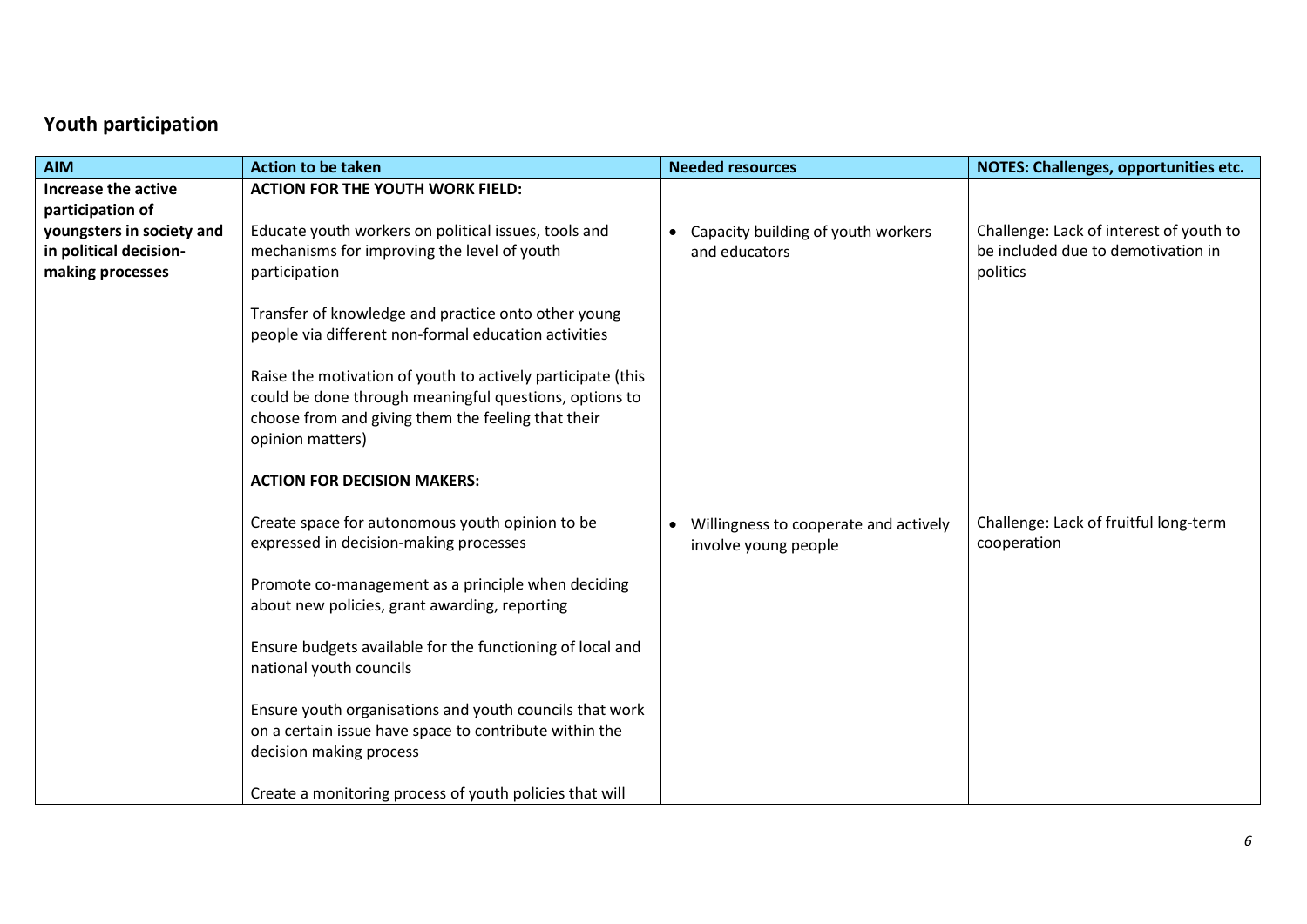## Youth participation

| AIM | Action to be taken | Needed resources | NOTES: Challenges, opportunities etc. |
|---|---|---|---|
| **Increase the active participation of youngsters in society and in political decision-making processes** | **ACTION FOR THE YOUTH WORK FIELD:** | | |
| | Educate youth workers on political issues, tools and mechanisms for improving the level of youth participation | • Capacity building of youth workers and educators | Challenge: Lack of interest of youth to be included due to demotivation in politics |
| | Transfer of knowledge and practice onto other young people via different non-formal education activities | | |
| | Raise the motivation of youth to actively participate (this could be done through meaningful questions, options to choose from and giving them the feeling that their opinion matters) | | |
| | **ACTION FOR DECISION MAKERS:** | | |
| | Create space for autonomous youth opinion to be expressed in decision-making processes | • Willingness to cooperate and actively involve young people | Challenge: Lack of fruitful long-term cooperation |
| | Promote co-management as a principle when deciding about new policies, grant awarding, reporting | | |
| | Ensure budgets available for the functioning of local and national youth councils | | |
| | Ensure youth organisations and youth councils that work on a certain issue have space to contribute within the decision making process | | |
| | Create a monitoring process of youth policies that will | | |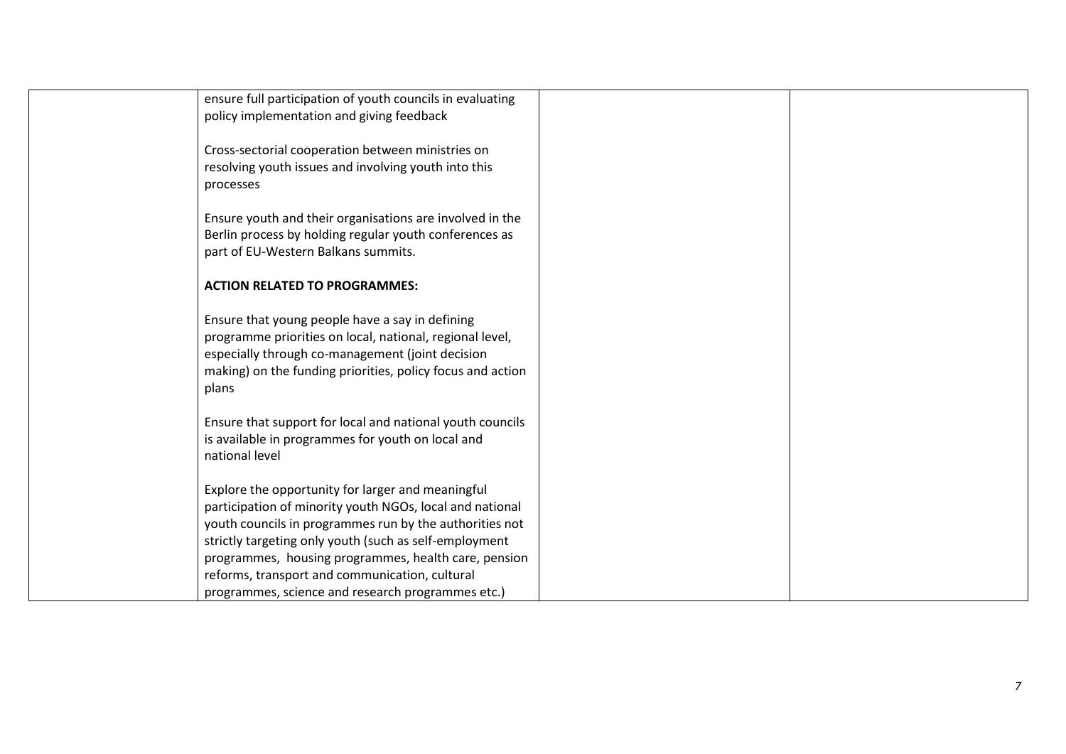| | | | |
|---|---|---|---|
| | ensure full participation of youth councils in evaluating policy implementation and giving feedback<br><br>Cross-sectorial cooperation between ministries on resolving youth issues and involving youth into this processes<br><br>Ensure youth and their organisations are involved in the Berlin process by holding regular youth conferences as part of EU-Western Balkans summits.<br><br>**ACTION RELATED TO PROGRAMMES:**<br><br>Ensure that young people have a say in defining programme priorities on local, national, regional level, especially through co-management (joint decision making) on the funding priorities, policy focus and action plans<br><br>Ensure that support for local and national youth councils is available in programmes for youth on local and national level<br><br>Explore the opportunity for larger and meaningful participation of minority youth NGOs, local and national youth councils in programmes run by the authorities not strictly targeting only youth (such as self-employment programmes, housing programmes, health care, pension reforms, transport and communication, cultural programmes, science and research programmes etc.) | | |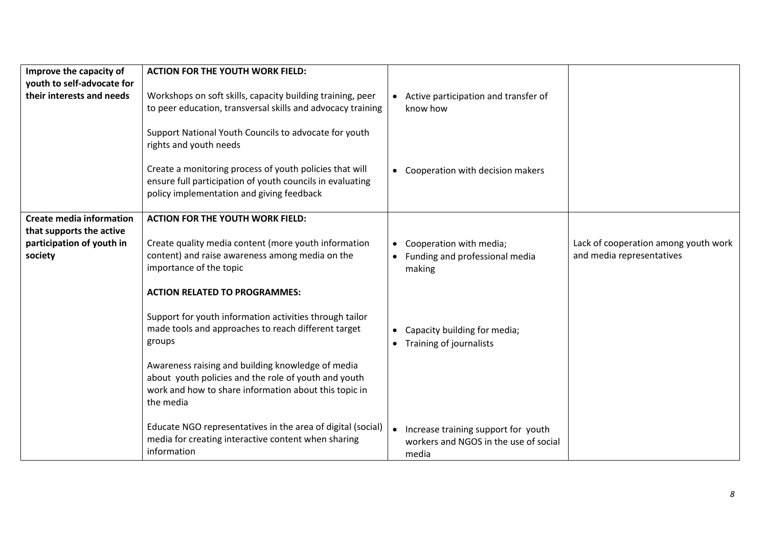| | | | |
|---|---|---|---|
| **Improve the capacity of youth to self-advocate for their interests and needs** | **ACTION FOR THE YOUTH WORK FIELD:**<br><br>Workshops on soft skills, capacity building training, peer to peer education, transversal skills and advocacy training<br><br>Support National Youth Councils to advocate for youth rights and youth needs<br><br>Create a monitoring process of youth policies that will ensure full participation of youth councils in evaluating policy implementation and giving feedback | • Active participation and transfer of know how<br><br>• Cooperation with decision makers | |
| **Create media information that supports the active participation of youth in society** | **ACTION FOR THE YOUTH WORK FIELD:**<br><br>Create quality media content (more youth information content) and raise awareness among media on the importance of the topic<br><br>**ACTION RELATED TO PROGRAMMES:**<br><br>Support for youth information activities through tailor made tools and approaches to reach different target groups<br><br>Awareness raising and building knowledge of media about youth policies and the role of youth and youth work and how to share information about this topic in the media<br><br>Educate NGO representatives in the area of digital (social) media for creating interactive content when sharing information | • Cooperation with media;<br>• Funding and professional media making<br><br>• Capacity building for media;<br>• Training of journalists<br><br>• Increase training support for youth workers and NGOS in the use of social media | Lack of cooperation among youth work and media representatives |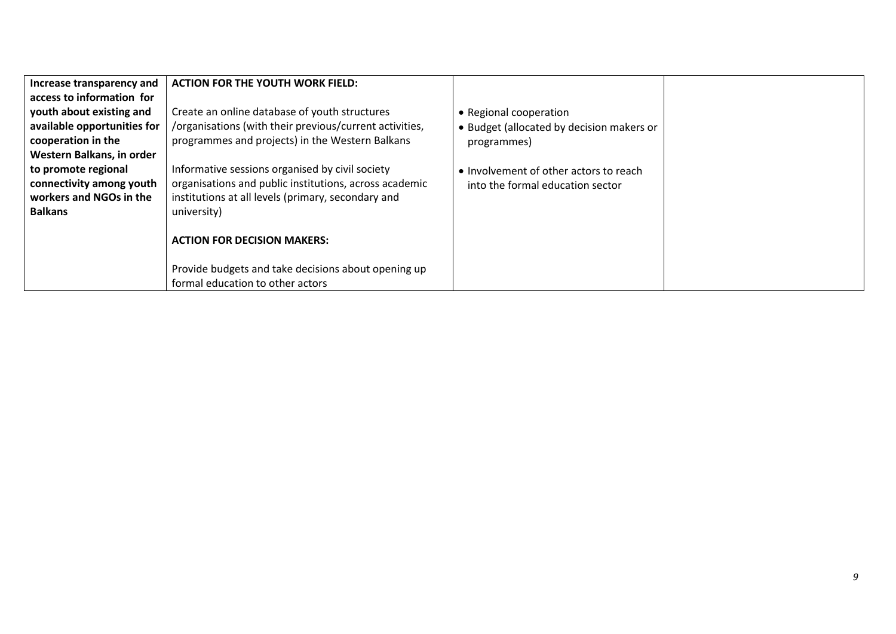| **Increase transparency and access to information for youth about existing and available opportunities for cooperation in the Western Balkans, in order to promote regional connectivity among youth workers and NGOs in the Balkans** | **ACTION FOR THE YOUTH WORK FIELD:**<br><br>Create an online database of youth structures /organisations (with their previous/current activities, programmes and projects) in the Western Balkans<br><br>Informative sessions organised by civil society organisations and public institutions, across academic institutions at all levels (primary, secondary and university)<br><br>**ACTION FOR DECISION MAKERS:**<br><br>Provide budgets and take decisions about opening up formal education to other actors | • Regional cooperation<br>• Budget (allocated by decision makers or programmes)<br><br>• Involvement of other actors to reach into the formal education sector | |
|---|---|---|---|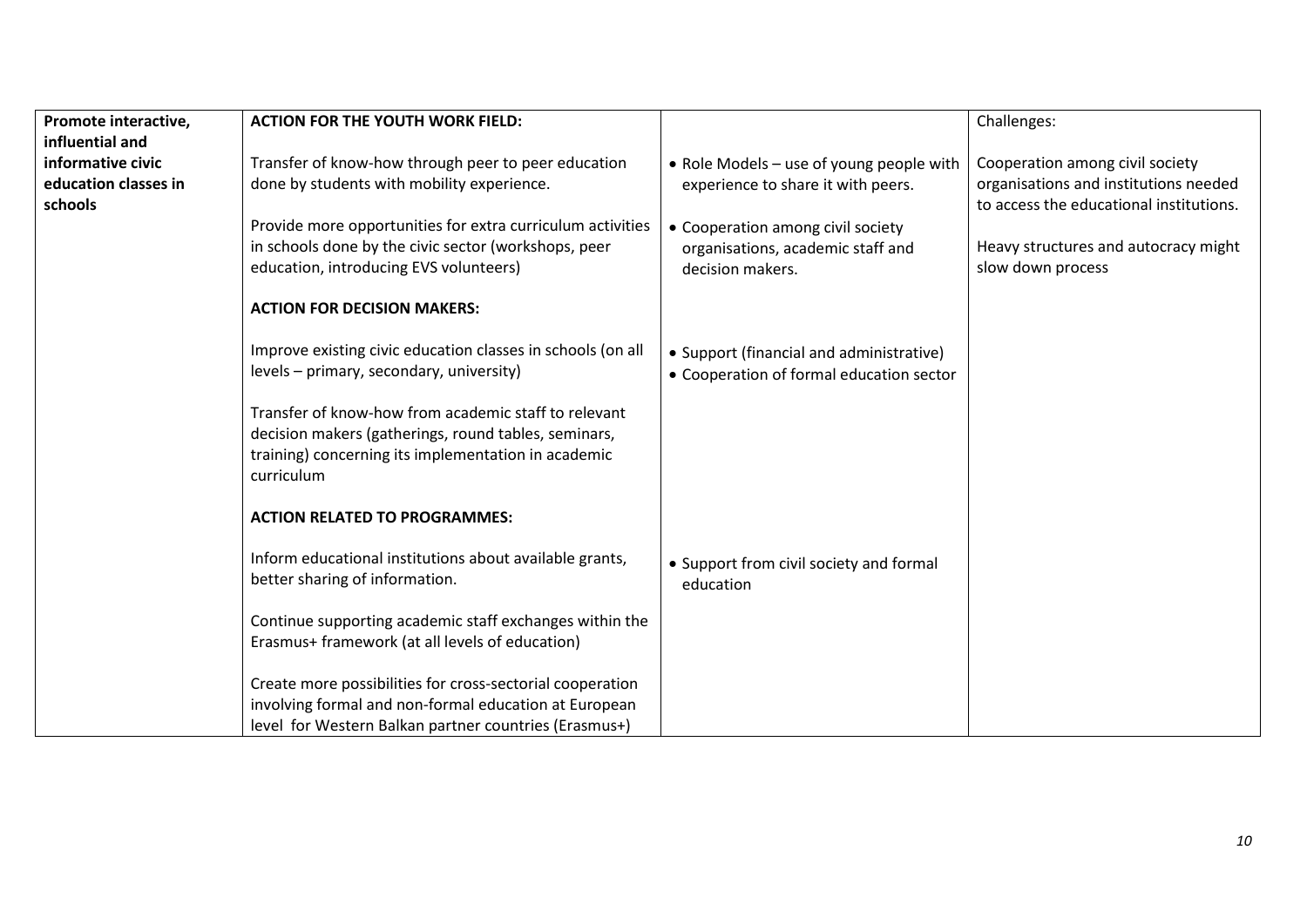| Promote interactive, influential and informative civic education classes in schools | **ACTION FOR THE YOUTH WORK FIELD:**<br><br>Transfer of know-how through peer to peer education done by students with mobility experience.<br><br>Provide more opportunities for extra curriculum activities in schools done by the civic sector (workshops, peer education, introducing EVS volunteers)<br><br>**ACTION FOR DECISION MAKERS:**<br><br>Improve existing civic education classes in schools (on all levels – primary, secondary, university)<br><br>Transfer of know-how from academic staff to relevant decision makers (gatherings, round tables, seminars, training) concerning its implementation in academic curriculum<br><br>**ACTION RELATED TO PROGRAMMES:**<br><br>Inform educational institutions about available grants, better sharing of information.<br><br>Continue supporting academic staff exchanges within the Erasmus+ framework (at all levels of education)<br><br>Create more possibilities for cross-sectorial cooperation involving formal and non-formal education at European level for Western Balkan partner countries (Erasmus+) | • Role Models – use of young people with experience to share it with peers.<br><br>• Cooperation among civil society organisations, academic staff and decision makers.<br><br>• Support (financial and administrative)<br>• Cooperation of formal education sector<br><br>• Support from civil society and formal education | Challenges:<br><br>Cooperation among civil society organisations and institutions needed to access the educational institutions.<br><br>Heavy structures and autocracy might slow down process |
|---|---|---|---|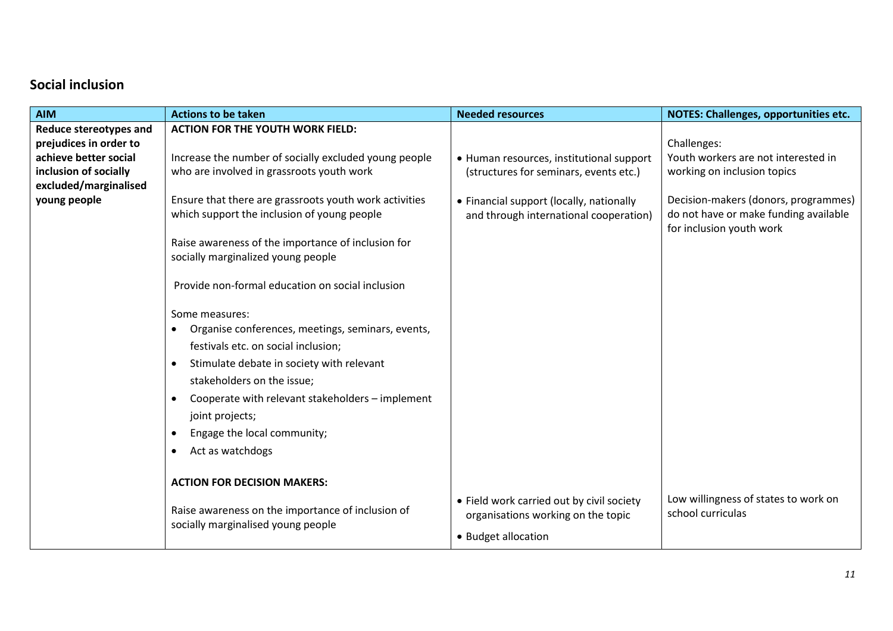## Social inclusion

| AIM | Actions to be taken | Needed resources | NOTES: Challenges, opportunities etc. |
|---|---|---|---|
| **Reduce stereotypes and prejudices in order to achieve better social inclusion of socially excluded/marginalised young people** | **ACTION FOR THE YOUTH WORK FIELD:**<br><br>Increase the number of socially excluded young people who are involved in grassroots youth work<br><br>Ensure that there are grassroots youth work activities which support the inclusion of young people<br><br>Raise awareness of the importance of inclusion for socially marginalized young people<br><br>Provide non-formal education on social inclusion<br><br>Some measures:<br>• Organise conferences, meetings, seminars, events, festivals etc. on social inclusion;<br>• Stimulate debate in society with relevant stakeholders on the issue;<br>• Cooperate with relevant stakeholders – implement joint projects;<br>• Engage the local community;<br>• Act as watchdogs | • Human resources, institutional support (structures for seminars, events etc.)<br><br>• Financial support (locally, nationally and through international cooperation) | Challenges:<br>Youth workers are not interested in working on inclusion topics<br><br>Decision-makers (donors, programmes) do not have or make funding available for inclusion youth work |
| | **ACTION FOR DECISION MAKERS:**<br><br>Raise awareness on the importance of inclusion of socially marginalised young people | • Field work carried out by civil society organisations working on the topic<br><br>• Budget allocation | Low willingness of states to work on school curriculas |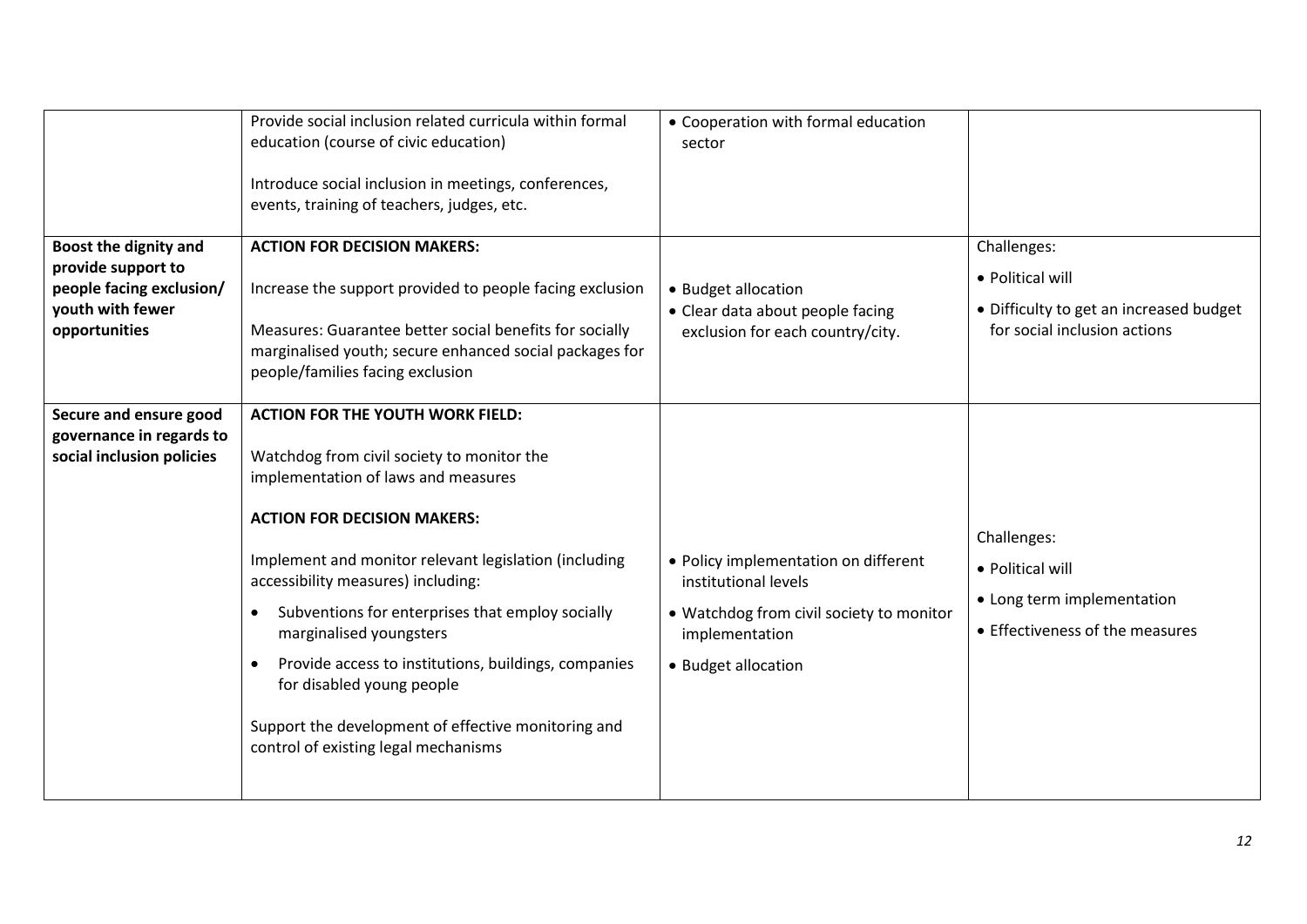| | | | |
|---|---|---|---|
| | Provide social inclusion related curricula within formal education (course of civic education)<br><br>Introduce social inclusion in meetings, conferences, events, training of teachers, judges, etc. | • Cooperation with formal education sector | |
| **Boost the dignity and provide support to people facing exclusion/ youth with fewer opportunities** | **ACTION FOR DECISION MAKERS:**<br><br>Increase the support provided to people facing exclusion<br><br>Measures: Guarantee better social benefits for socially marginalised youth; secure enhanced social packages for people/families facing exclusion | • Budget allocation<br>• Clear data about people facing exclusion for each country/city. | Challenges:<br>• Political will<br>• Difficulty to get an increased budget for social inclusion actions |
| **Secure and ensure good governance in regards to social inclusion policies** | **ACTION FOR THE YOUTH WORK FIELD:**<br><br>Watchdog from civil society to monitor the implementation of laws and measures<br><br>**ACTION FOR DECISION MAKERS:**<br><br>Implement and monitor relevant legislation (including accessibility measures) including:<br>• Subventions for enterprises that employ socially marginalised youngsters<br>• Provide access to institutions, buildings, companies for disabled young people<br><br>Support the development of effective monitoring and control of existing legal mechanisms | • Policy implementation on different institutional levels<br>• Watchdog from civil society to monitor implementation<br>• Budget allocation | Challenges:<br>• Political will<br>• Long term implementation<br>• Effectiveness of the measures |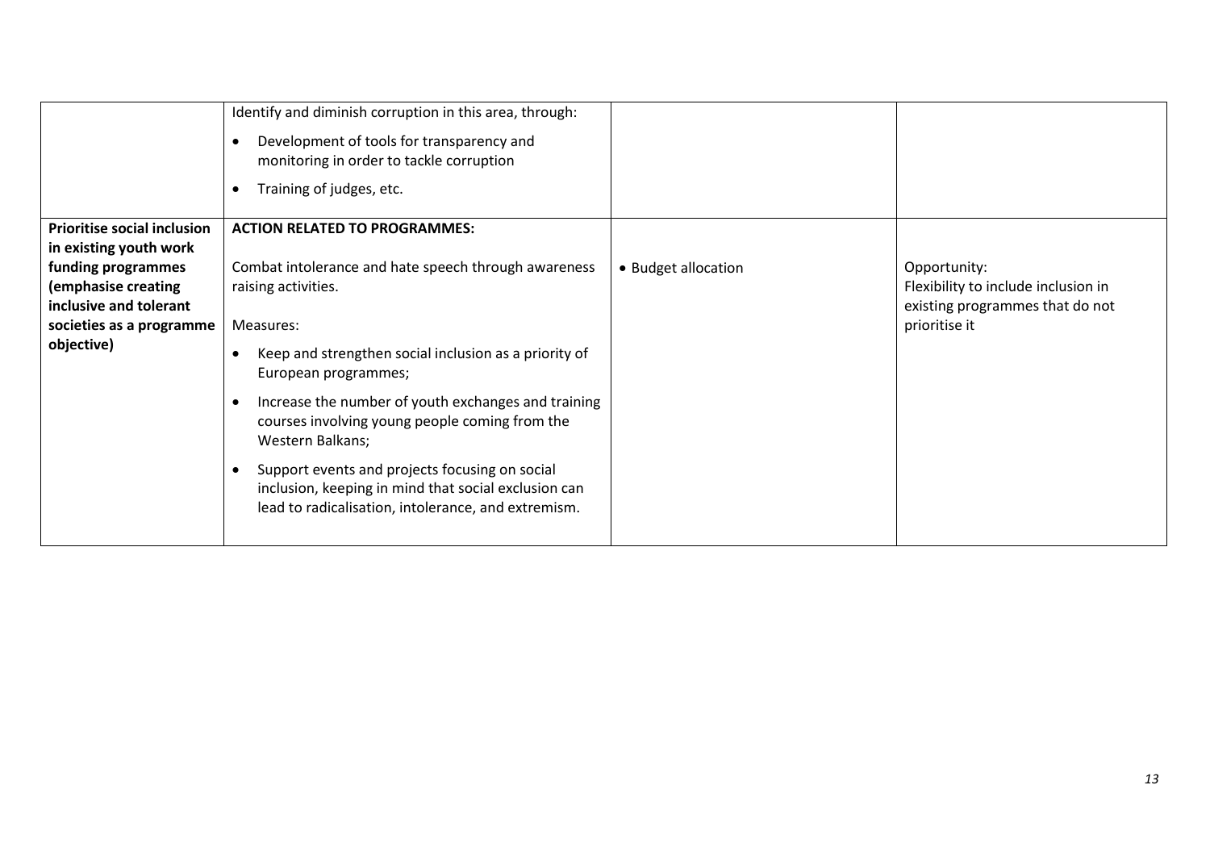| | | | |
|---|---|---|---|
| | Identify and diminish corruption in this area, through:<br><br>• Development of tools for transparency and monitoring in order to tackle corruption<br><br>• Training of judges, etc. | | |
| **Prioritise social inclusion in existing youth work funding programmes (emphasise creating inclusive and tolerant societies as a programme objective)** | **ACTION RELATED TO PROGRAMMES:**<br><br>Combat intolerance and hate speech through awareness raising activities.<br><br>Measures:<br><br>• Keep and strengthen social inclusion as a priority of European programmes;<br><br>• Increase the number of youth exchanges and training courses involving young people coming from the Western Balkans;<br><br>• Support events and projects focusing on social inclusion, keeping in mind that social exclusion can lead to radicalisation, intolerance, and extremism. | • Budget allocation | Opportunity:<br>Flexibility to include inclusion in existing programmes that do not prioritise it |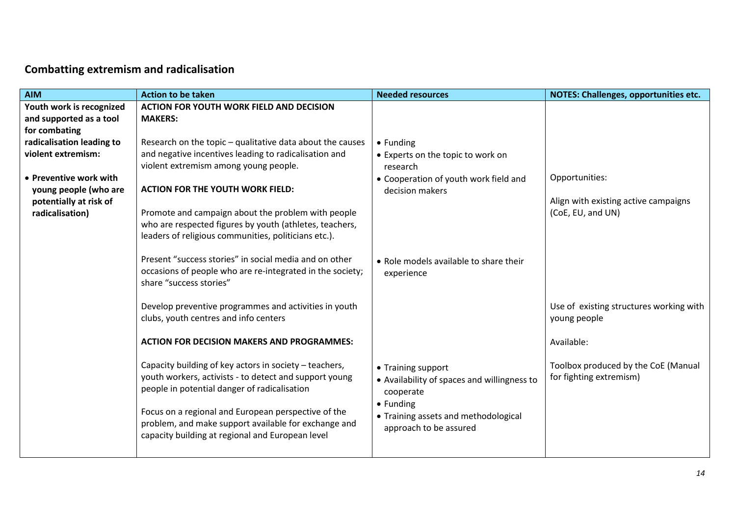## Combatting extremism and radicalisation

| AIM | Action to be taken | Needed resources | NOTES: Challenges, opportunities etc. |
|---|---|---|---|
| **Youth work is recognized and supported as a tool for combating radicalisation leading to violent extremism:**<br><br>• **Preventive work with young people (who are potentially at risk of radicalisation)** | **ACTION FOR YOUTH WORK FIELD AND DECISION MAKERS:**<br><br>Research on the topic – qualitative data about the causes and negative incentives leading to radicalisation and violent extremism among young people. | • Funding<br>• Experts on the topic to work on research<br>• Cooperation of youth work field and decision makers | |
| | **ACTION FOR THE YOUTH WORK FIELD:**<br><br>Promote and campaign about the problem with people who are respected figures by youth (athletes, teachers, leaders of religious communities, politicians etc.). | | Opportunities:<br><br>Align with existing active campaigns (CoE, EU, and UN) |
| | Present "success stories" in social media and on other occasions of people who are re-integrated in the society; share "success stories" | • Role models available to share their experience | |
| | Develop preventive programmes and activities in youth clubs, youth centres and info centers | | Use of existing structures working with young people |
| | **ACTION FOR DECISION MAKERS AND PROGRAMMES:**<br><br>Capacity building of key actors in society – teachers, youth workers, activists - to detect and support young people in potential danger of radicalisation<br><br>Focus on a regional and European perspective of the problem, and make support available for exchange and capacity building at regional and European level | • Training support<br>• Availability of spaces and willingness to cooperate<br>• Funding<br>• Training assets and methodological approach to be assured | Available:<br><br>Toolbox produced by the CoE (Manual for fighting extremism) |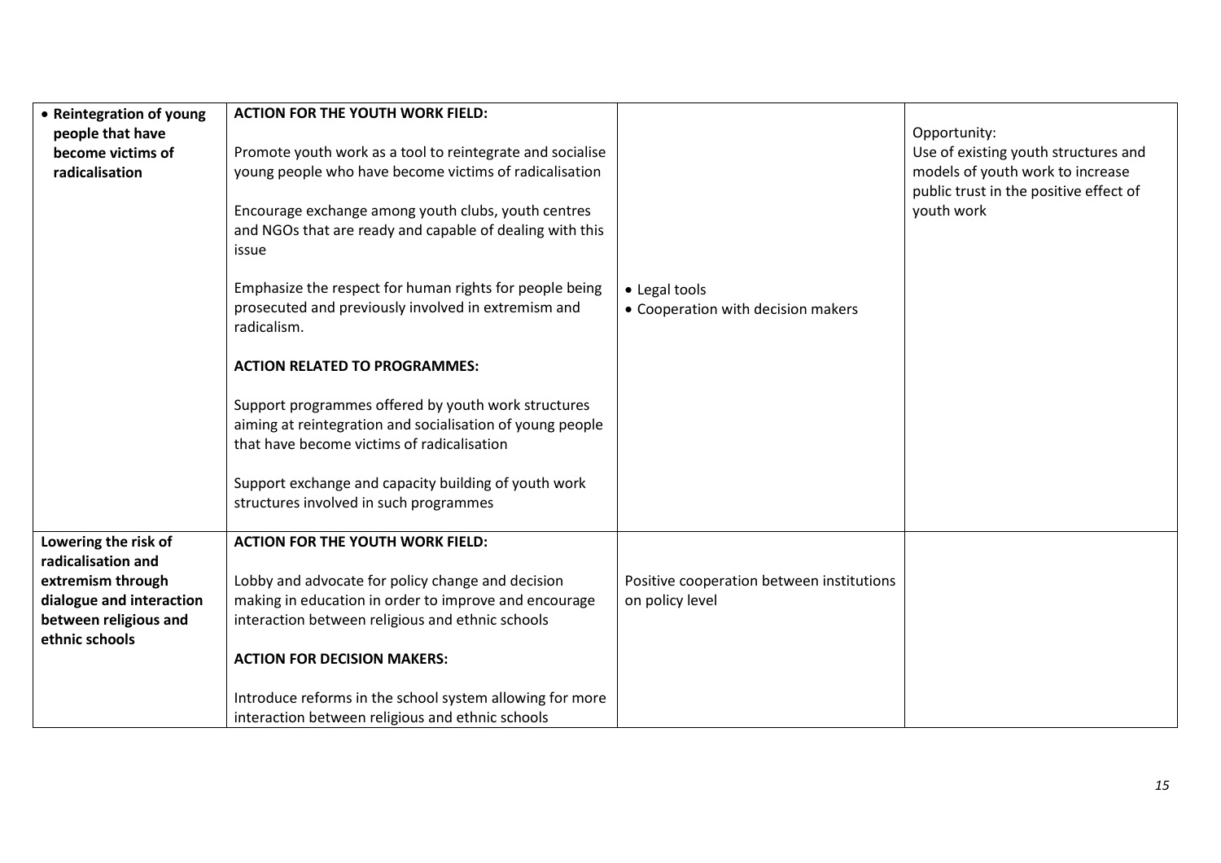| | | | |
|---|---|---|---|
| • **Reintegration of young people that have become victims of radicalisation** | **ACTION FOR THE YOUTH WORK FIELD:**<br><br>Promote youth work as a tool to reintegrate and socialise young people who have become victims of radicalisation<br><br>Encourage exchange among youth clubs, youth centres and NGOs that are ready and capable of dealing with this issue<br><br>Emphasize the respect for human rights for people being prosecuted and previously involved in extremism and radicalism.<br><br>**ACTION RELATED TO PROGRAMMES:**<br><br>Support programmes offered by youth work structures aiming at reintegration and socialisation of young people that have become victims of radicalisation<br><br>Support exchange and capacity building of youth work structures involved in such programmes | • Legal tools<br>• Cooperation with decision makers | Opportunity:<br>Use of existing youth structures and models of youth work to increase public trust in the positive effect of youth work |
| **Lowering the risk of radicalisation and extremism through dialogue and interaction between religious and ethnic schools** | **ACTION FOR THE YOUTH WORK FIELD:**<br><br>Lobby and advocate for policy change and decision making in education in order to improve and encourage interaction between religious and ethnic schools<br><br>**ACTION FOR DECISION MAKERS:**<br><br>Introduce reforms in the school system allowing for more interaction between religious and ethnic schools | Positive cooperation between institutions on policy level | |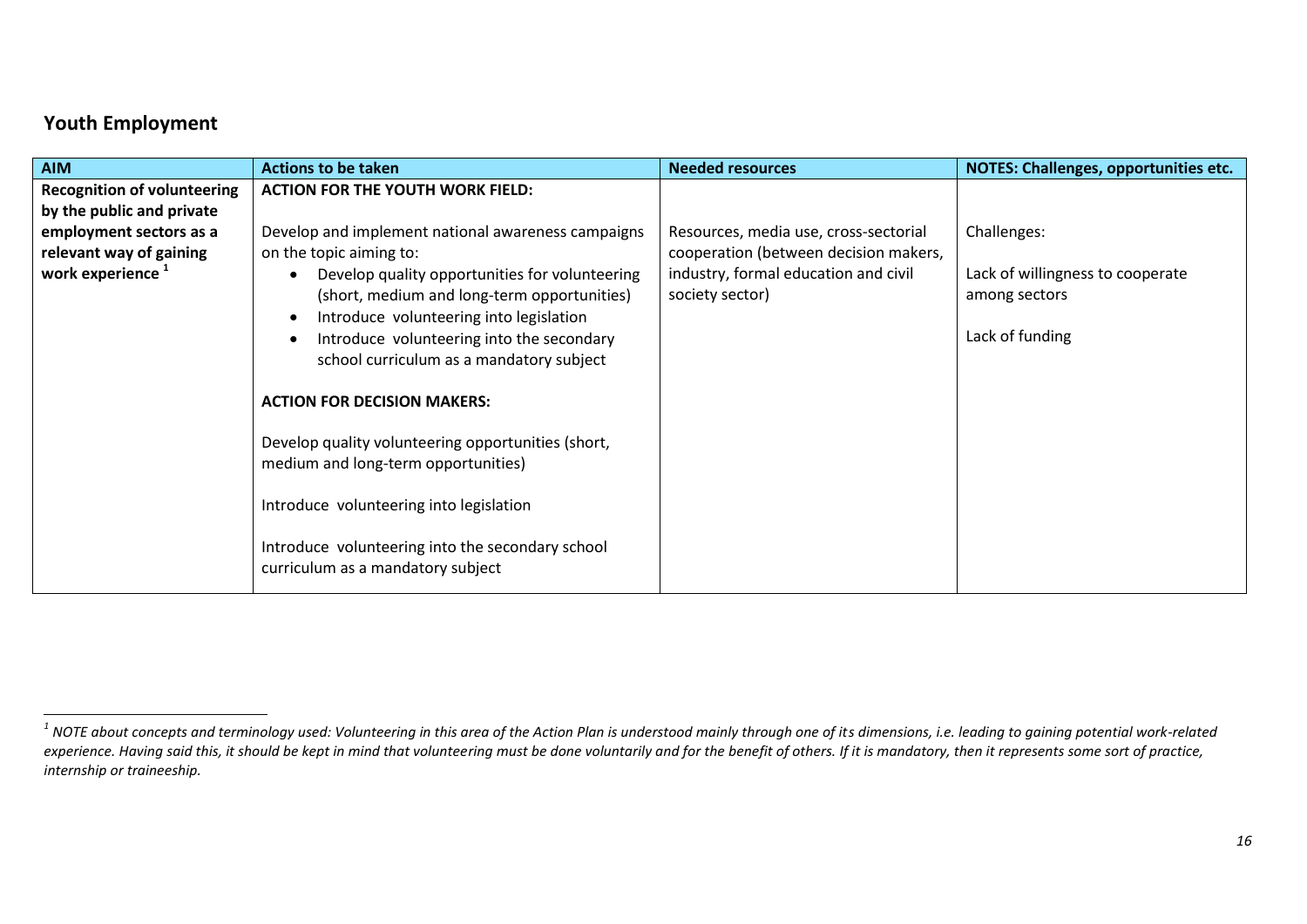## Youth Employment

| AIM | Actions to be taken | Needed resources | NOTES: Challenges, opportunities etc. |
|---|---|---|---|
| **Recognition of volunteering by the public and private employment sectors as a relevant way of gaining work experience** [1] | **ACTION FOR THE YOUTH WORK FIELD:**<br><br>Develop and implement national awareness campaigns on the topic aiming to:<br>• Develop quality opportunities for volunteering (short, medium and long-term opportunities)<br>• Introduce volunteering into legislation<br>• Introduce volunteering into the secondary school curriculum as a mandatory subject<br><br>**ACTION FOR DECISION MAKERS:**<br><br>Develop quality volunteering opportunities (short, medium and long-term opportunities)<br><br>Introduce volunteering into legislation<br><br>Introduce volunteering into the secondary school curriculum as a mandatory subject | Resources, media use, cross-sectorial cooperation (between decision makers, industry, formal education and civil society sector) | Challenges:<br><br>Lack of willingness to cooperate among sectors<br><br>Lack of funding |

*[1] NOTE about concepts and terminology used: Volunteering in this area of the Action Plan is understood mainly through one of its dimensions, i.e. leading to gaining potential work-related experience. Having said this, it should be kept in mind that volunteering must be done voluntarily and for the benefit of others. If it is mandatory, then it represents some sort of practice, internship or traineeship.*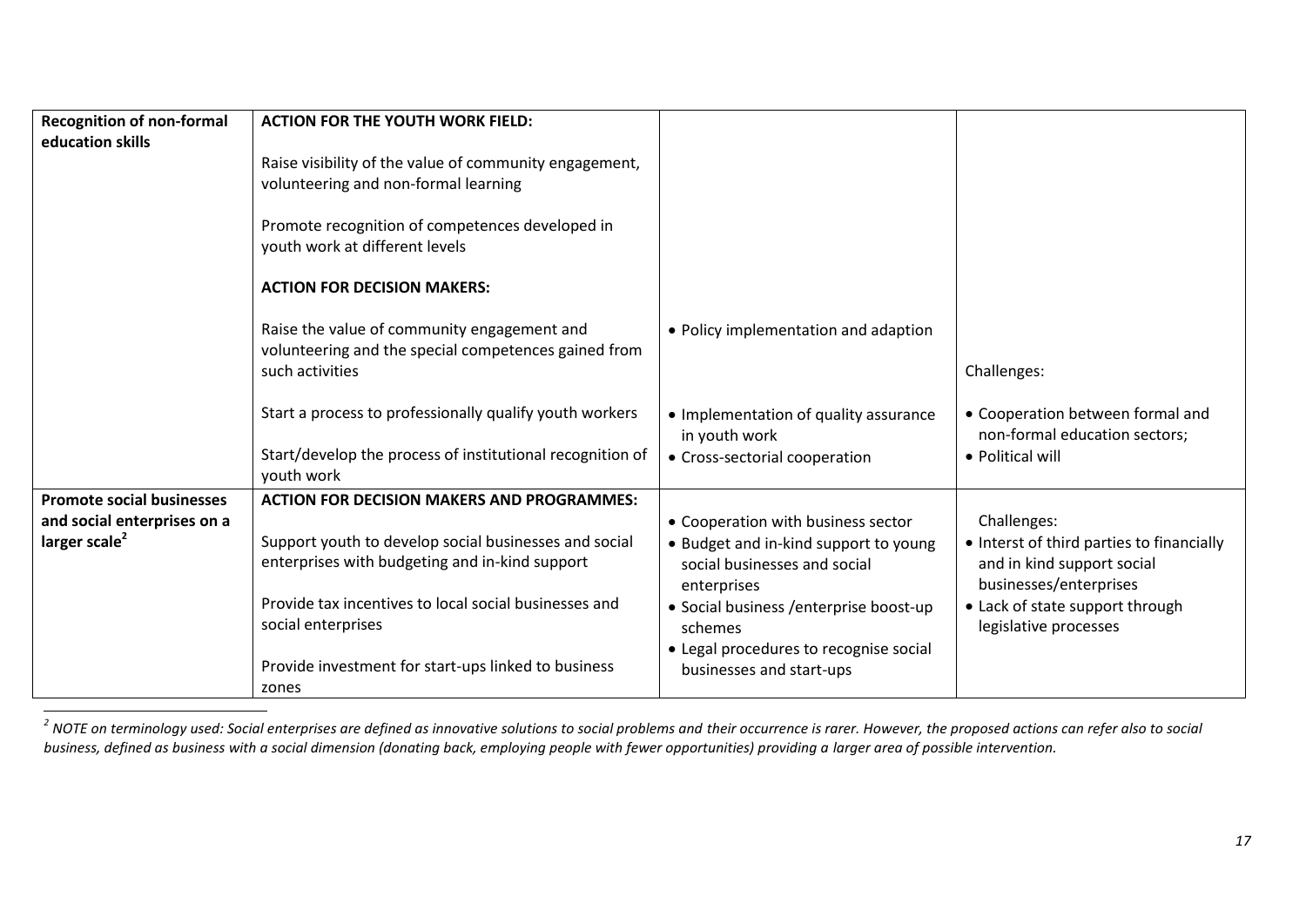| | | | |
|---|---|---|---|
| **Recognition of non-formal education skills** | **ACTION FOR THE YOUTH WORK FIELD:**<br><br>Raise visibility of the value of community engagement, volunteering and non-formal learning<br><br>Promote recognition of competences developed in youth work at different levels<br><br>**ACTION FOR DECISION MAKERS:**<br><br>Raise the value of community engagement and volunteering and the special competences gained from such activities<br><br>Start a process to professionally qualify youth workers<br><br>Start/develop the process of institutional recognition of youth work | • Policy implementation and adaption<br><br>• Implementation of quality assurance in youth work<br>• Cross-sectorial cooperation | Challenges:<br><br>• Cooperation between formal and non-formal education sectors;<br>• Political will |
| **Promote social businesses and social enterprises on a larger scale**[2] | **ACTION FOR DECISION MAKERS AND PROGRAMMES:**<br><br>Support youth to develop social businesses and social enterprises with budgeting and in-kind support<br><br>Provide tax incentives to local social businesses and social enterprises<br><br>Provide investment for start-ups linked to business zones | • Cooperation with business sector<br>• Budget and in-kind support to young social businesses and social enterprises<br>• Social business /enterprise boost-up schemes<br>• Legal procedures to recognise social businesses and start-ups | Challenges:<br>• Interst of third parties to financially and in kind support social businesses/enterprises<br>• Lack of state support through legislative processes |

[2] *NOTE on terminology used: Social enterprises are defined as innovative solutions to social problems and their occurrence is rarer. However, the proposed actions can refer also to social business, defined as business with a social dimension (donating back, employing people with fewer opportunities) providing a larger area of possible intervention.*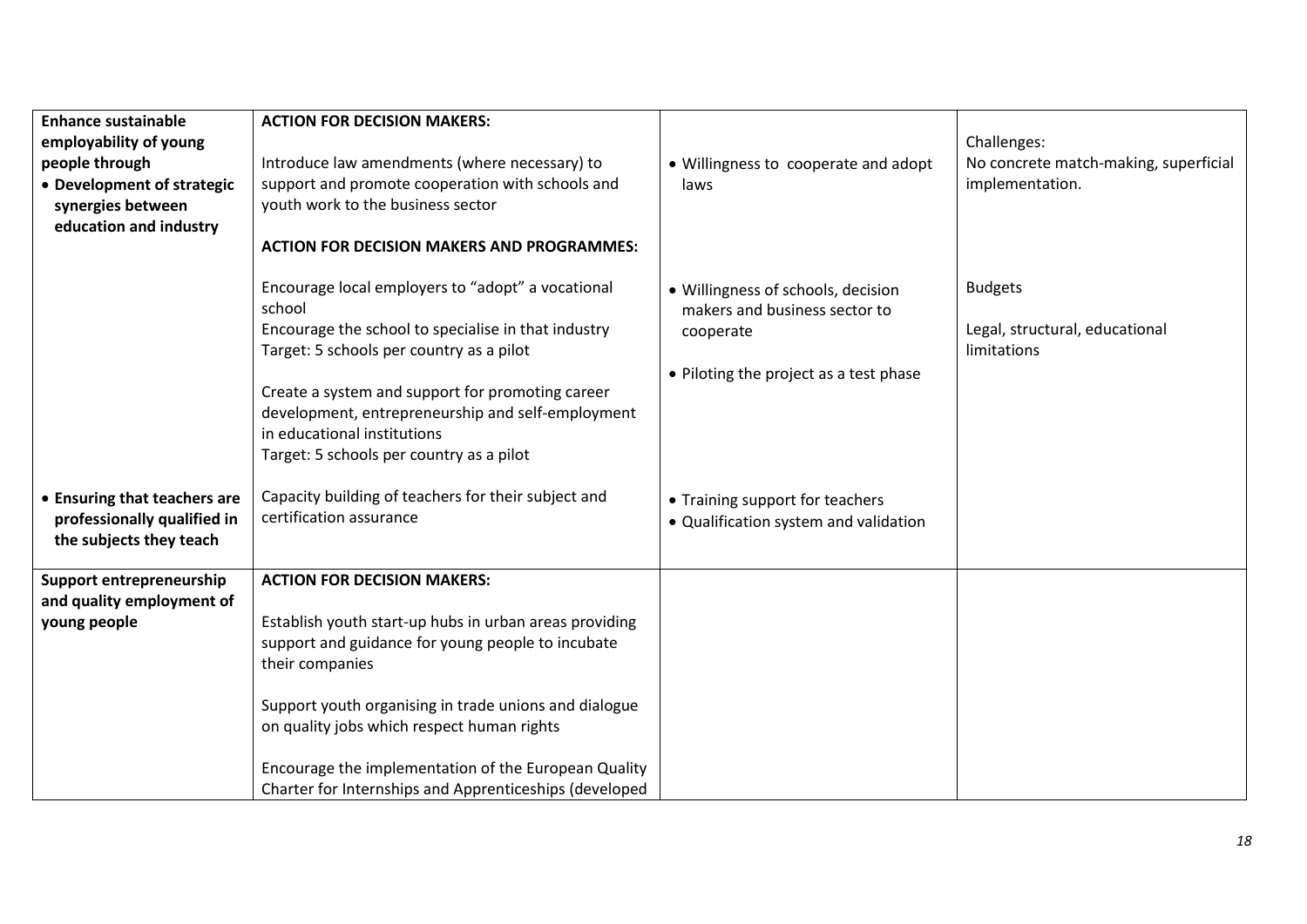| | | | |
|---|---|---|---|
| **Enhance sustainable employability of young people through**<br>• **Development of strategic synergies between education and industry** | **ACTION FOR DECISION MAKERS:**<br><br>Introduce law amendments (where necessary) to support and promote cooperation with schools and youth work to the business sector | • Willingness to cooperate and adopt laws | Challenges:<br>No concrete match-making, superficial implementation. |
| | **ACTION FOR DECISION MAKERS AND PROGRAMMES:**<br><br>Encourage local employers to "adopt" a vocational school<br>Encourage the school to specialise in that industry<br>Target: 5 schools per country as a pilot<br><br>Create a system and support for promoting career development, entrepreneurship and self-employment in educational institutions<br>Target: 5 schools per country as a pilot | • Willingness of schools, decision makers and business sector to cooperate<br><br>• Piloting the project as a test phase | Budgets<br><br>Legal, structural, educational limitations |
| • **Ensuring that teachers are professionally qualified in the subjects they teach** | Capacity building of teachers for their subject and certification assurance | • Training support for teachers<br>• Qualification system and validation | |
| **Support entrepreneurship and quality employment of young people** | **ACTION FOR DECISION MAKERS:**<br><br>Establish youth start-up hubs in urban areas providing support and guidance for young people to incubate their companies<br><br>Support youth organising in trade unions and dialogue on quality jobs which respect human rights<br><br>Encourage the implementation of the European Quality Charter for Internships and Apprenticeships (developed | | |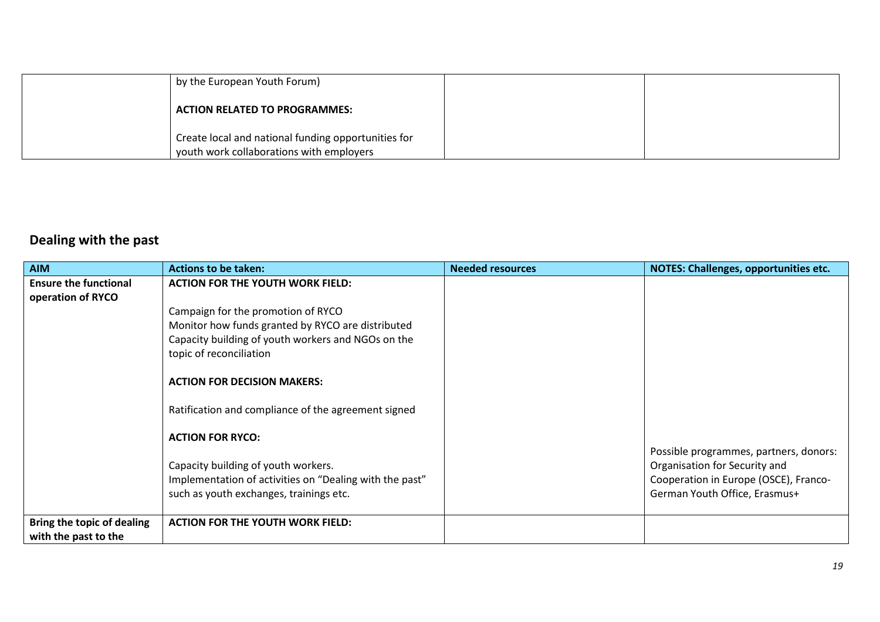| | | | |
|---|---|---|---|
| | by the European Youth Forum)<br><br>**ACTION RELATED TO PROGRAMMES:**<br><br>Create local and national funding opportunities for youth work collaborations with employers | | |

## Dealing with the past

| AIM | Actions to be taken: | Needed resources | NOTES: Challenges, opportunities etc. |
|---|---|---|---|
| **Ensure the functional operation of RYCO** | **ACTION FOR THE YOUTH WORK FIELD:**<br><br>Campaign for the promotion of RYCO<br>Monitor how funds granted by RYCO are distributed<br>Capacity building of youth workers and NGOs on the topic of reconciliation<br><br>**ACTION FOR DECISION MAKERS:**<br><br>Ratification and compliance of the agreement signed<br><br>**ACTION FOR RYCO:**<br><br>Capacity building of youth workers.<br>Implementation of activities on “Dealing with the past” such as youth exchanges, trainings etc. | | Possible programmes, partners, donors: Organisation for Security and Cooperation in Europe (OSCE), Franco-German Youth Office, Erasmus+ |
| **Bring the topic of dealing with the past to the** | **ACTION FOR THE YOUTH WORK FIELD:** | | |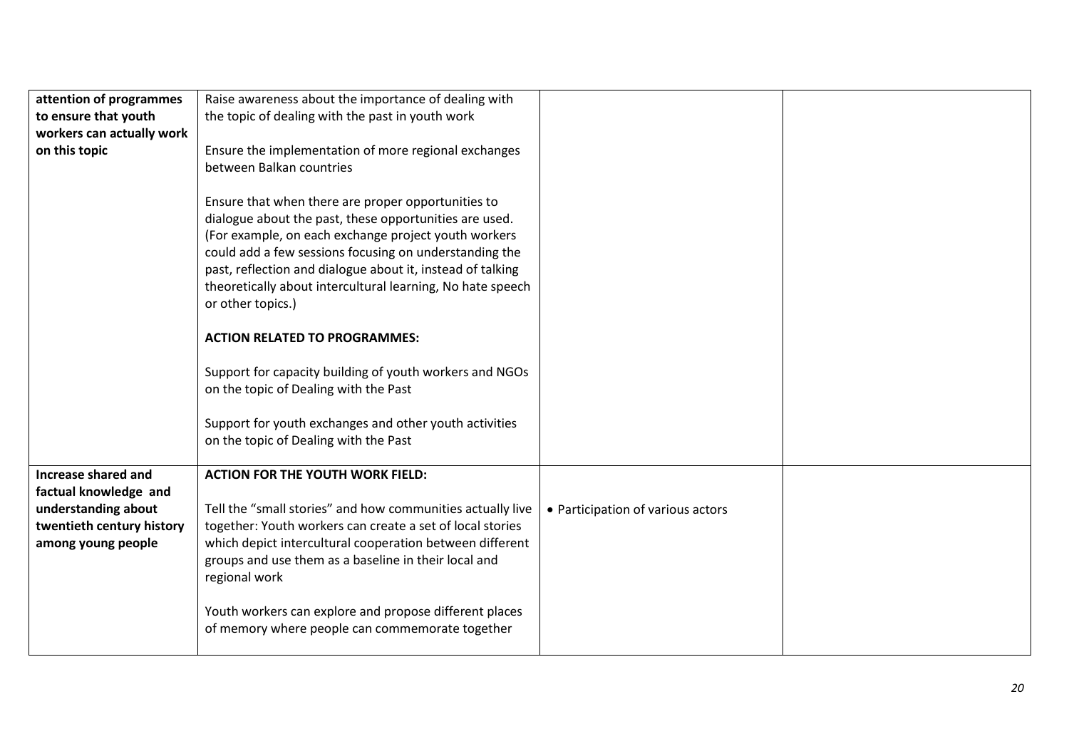| | | | |
|---|---|---|---|
| **attention of programmes to ensure that youth workers can actually work on this topic** | Raise awareness about the importance of dealing with the topic of dealing with the past in youth work<br><br>Ensure the implementation of more regional exchanges between Balkan countries<br><br>Ensure that when there are proper opportunities to dialogue about the past, these opportunities are used. (For example, on each exchange project youth workers could add a few sessions focusing on understanding the past, reflection and dialogue about it, instead of talking theoretically about intercultural learning, No hate speech or other topics.)<br><br>**ACTION RELATED TO PROGRAMMES:**<br><br>Support for capacity building of youth workers and NGOs on the topic of Dealing with the Past<br><br>Support for youth exchanges and other youth activities on the topic of Dealing with the Past | | |
| **Increase shared and factual knowledge and understanding about twentieth century history among young people** | **ACTION FOR THE YOUTH WORK FIELD:**<br><br>Tell the "small stories" and how communities actually live together: Youth workers can create a set of local stories which depict intercultural cooperation between different groups and use them as a baseline in their local and regional work<br><br>Youth workers can explore and propose different places of memory where people can commemorate together | • Participation of various actors | |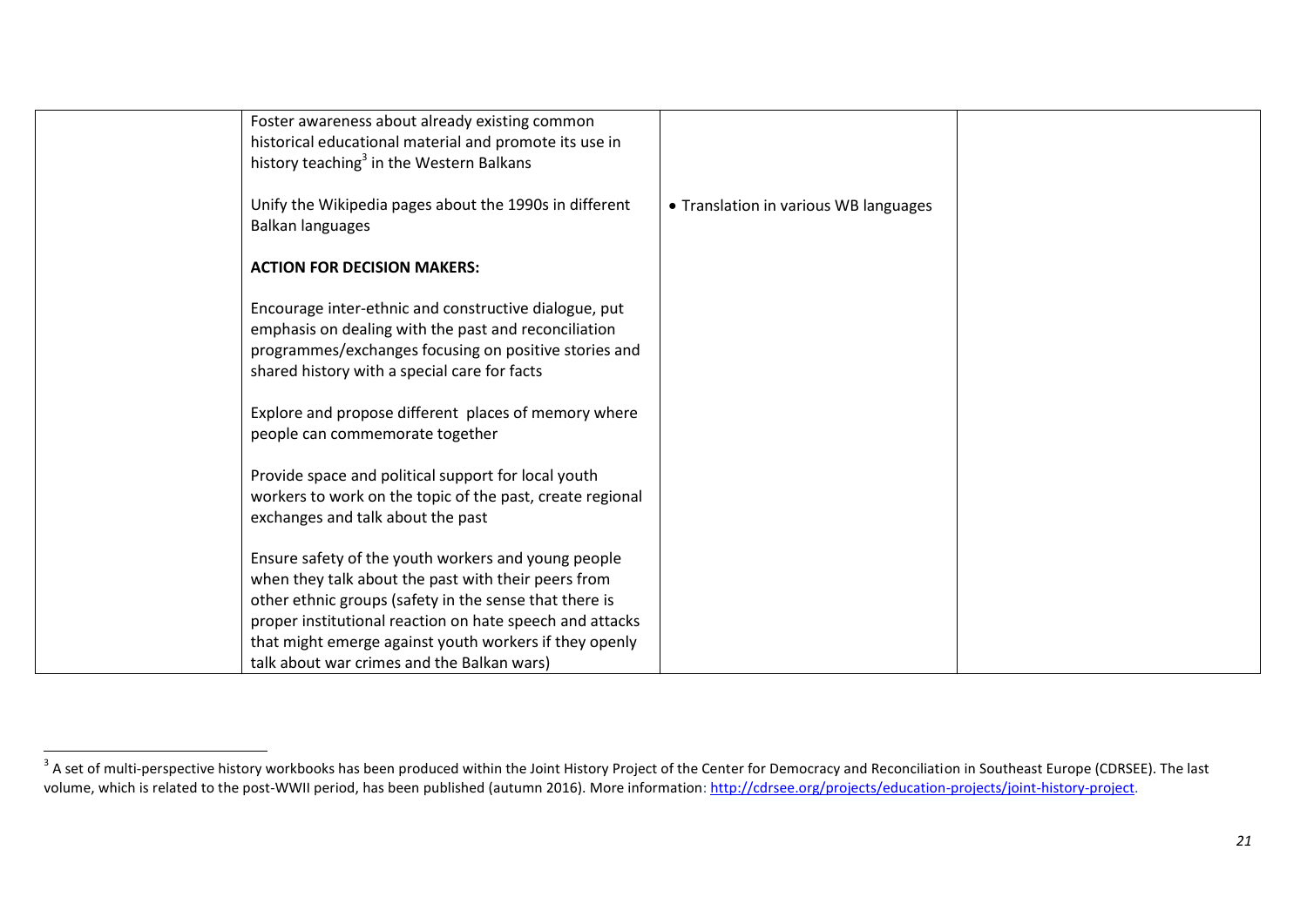| | | | |
|---|---|---|---|
| | Foster awareness about already existing common historical educational material and promote its use in history teaching[3] in the Western Balkans<br><br>Unify the Wikipedia pages about the 1990s in different Balkan languages<br><br>**ACTION FOR DECISION MAKERS:**<br><br>Encourage inter-ethnic and constructive dialogue, put emphasis on dealing with the past and reconciliation programmes/exchanges focusing on positive stories and shared history with a special care for facts<br><br>Explore and propose different places of memory where people can commemorate together<br><br>Provide space and political support for local youth workers to work on the topic of the past, create regional exchanges and talk about the past<br><br>Ensure safety of the youth workers and young people when they talk about the past with their peers from other ethnic groups (safety in the sense that there is proper institutional reaction on hate speech and attacks that might emerge against youth workers if they openly talk about war crimes and the Balkan wars) | • Translation in various WB languages | |

[3] A set of multi-perspective history workbooks has been produced within the Joint History Project of the Center for Democracy and Reconciliation in Southeast Europe (CDRSEE). The last volume, which is related to the post-WWII period, has been published (autumn 2016). More information: http://cdrsee.org/projects/education-projects/joint-history-project.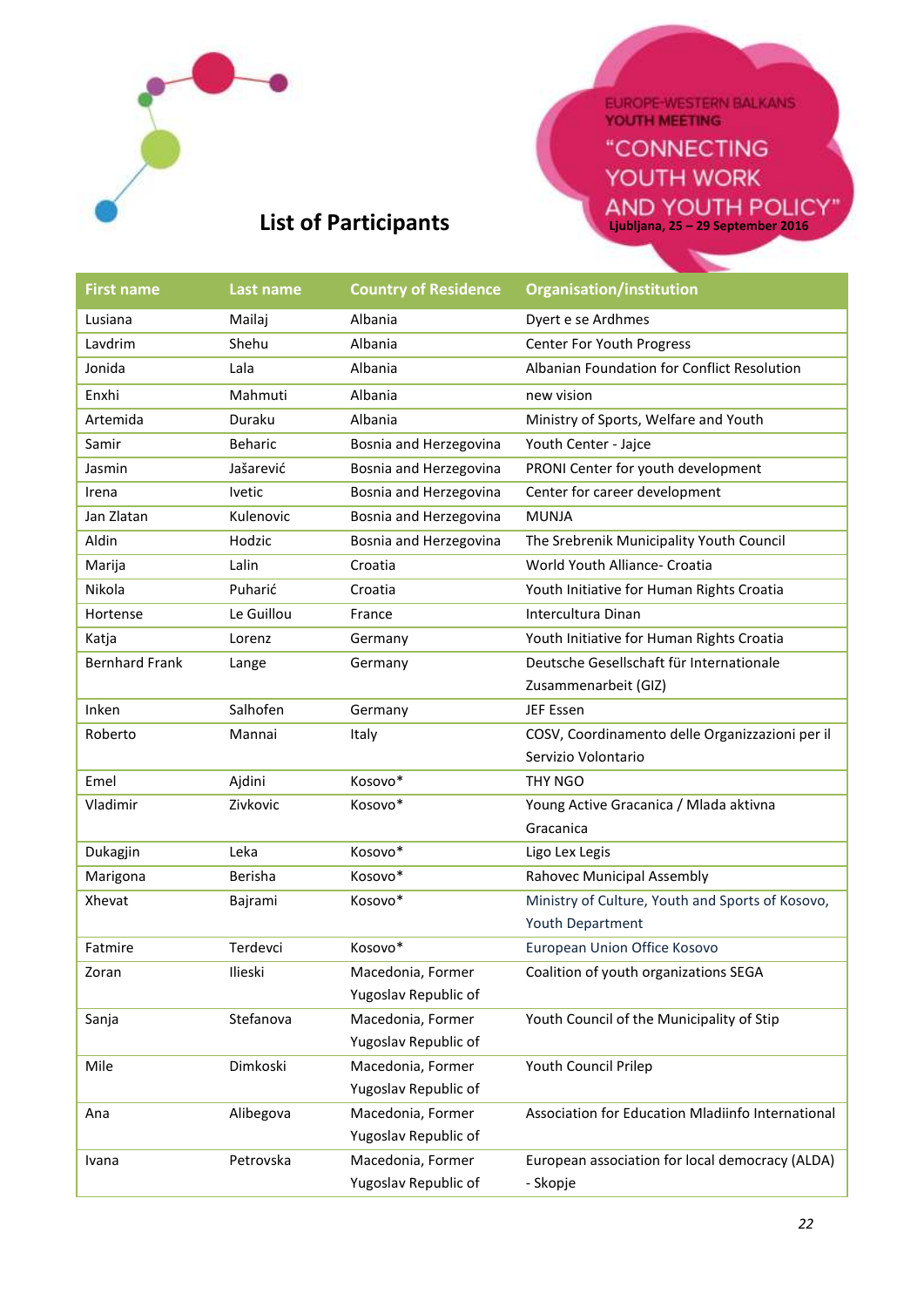EUROPE-WESTERN BALKANS YOUTH MEETING
"CONNECTING YOUTH WORK AND YOUTH POLICY"
Ljubljana, 25 – 29 September 2016

## List of Participants

| First name | Last name | Country of Residence | Organisation/institution |
|---|---|---|---|
| Lusiana | Mailaj | Albania | Dyert e se Ardhmes |
| Lavdrim | Shehu | Albania | Center For Youth Progress |
| Jonida | Lala | Albania | Albanian Foundation for Conflict Resolution |
| Enxhi | Mahmuti | Albania | new vision |
| Artemida | Duraku | Albania | Ministry of Sports, Welfare and Youth |
| Samir | Beharic | Bosnia and Herzegovina | Youth Center - Jajce |
| Jasmin | Jašarević | Bosnia and Herzegovina | PRONI Center for youth development |
| Irena | Ivetic | Bosnia and Herzegovina | Center for career development |
| Jan Zlatan | Kulenovic | Bosnia and Herzegovina | MUNJA |
| Aldin | Hodzic | Bosnia and Herzegovina | The Srebrenik Municipality Youth Council |
| Marija | Lalin | Croatia | World Youth Alliance- Croatia |
| Nikola | Puharić | Croatia | Youth Initiative for Human Rights Croatia |
| Hortense | Le Guillou | France | Intercultura Dinan |
| Katja | Lorenz | Germany | Youth Initiative for Human Rights Croatia |
| Bernhard Frank | Lange | Germany | Deutsche Gesellschaft für Internationale Zusammenarbeit (GIZ) |
| Inken | Salhofen | Germany | JEF Essen |
| Roberto | Mannai | Italy | COSV, Coordinamento delle Organizzazioni per il Servizio Volontario |
| Emel | Ajdini | Kosovo* | THY NGO |
| Vladimir | Zivkovic | Kosovo* | Young Active Gracanica / Mlada aktivna Gracanica |
| Dukagjin | Leka | Kosovo* | Ligo Lex Legis |
| Marigona | Berisha | Kosovo* | Rahovec Municipal Assembly |
| Xhevat | Bajrami | Kosovo* | Ministry of Culture, Youth and Sports of Kosovo, Youth Department |
| Fatmire | Terdevci | Kosovo* | European Union Office Kosovo |
| Zoran | Ilieski | Macedonia, Former Yugoslav Republic of | Coalition of youth organizations SEGA |
| Sanja | Stefanova | Macedonia, Former Yugoslav Republic of | Youth Council of the Municipality of Stip |
| Mile | Dimkoski | Macedonia, Former Yugoslav Republic of | Youth Council Prilep |
| Ana | Alibegova | Macedonia, Former Yugoslav Republic of | Association for Education Mladiinfo International |
| Ivana | Petrovska | Macedonia, Former Yugoslav Republic of | European association for local democracy (ALDA) - Skopje |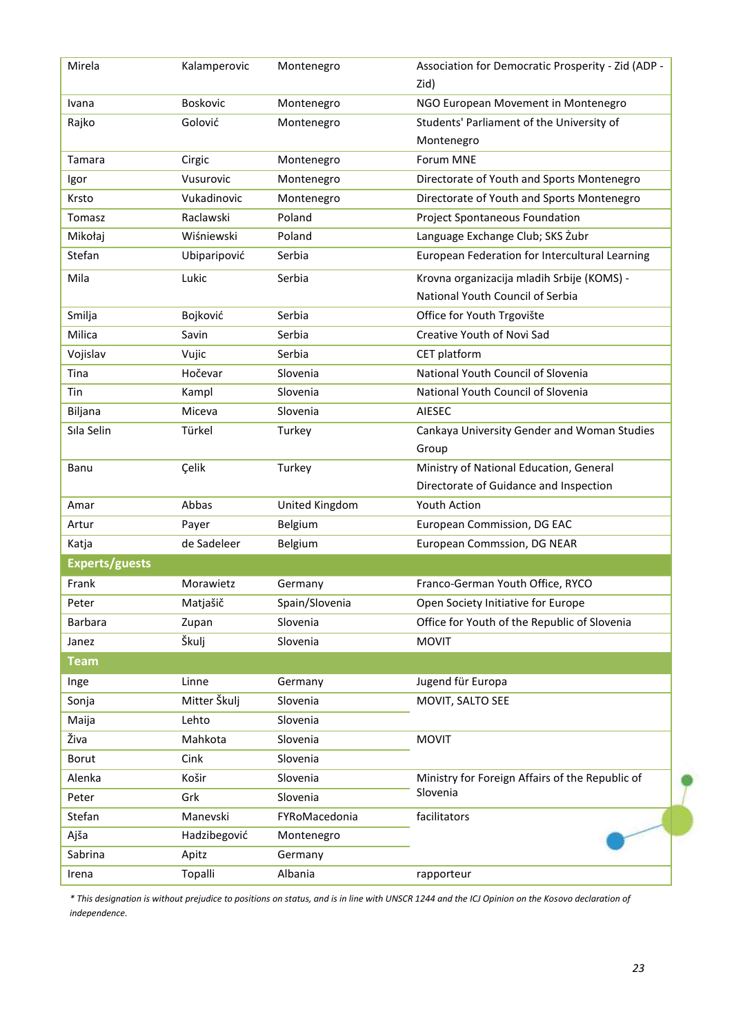| | | | |
|---|---|---|---|
| Mirela | Kalamperovic | Montenegro | Association for Democratic Prosperity - Zid (ADP - Zid) |
| Ivana | Boskovic | Montenegro | NGO European Movement in Montenegro |
| Rajko | Golović | Montenegro | Students' Parliament of the University of Montenegro |
| Tamara | Cirgic | Montenegro | Forum MNE |
| Igor | Vusurovic | Montenegro | Directorate of Youth and Sports Montenegro |
| Krsto | Vukadinovic | Montenegro | Directorate of Youth and Sports Montenegro |
| Tomasz | Raclawski | Poland | Project Spontaneous Foundation |
| Mikołaj | Wiśniewski | Poland | Language Exchange Club; SKS Żubr |
| Stefan | Ubiparipović | Serbia | European Federation for Intercultural Learning |
| Mila | Lukic | Serbia | Krovna organizacija mladih Srbije (KOMS) - National Youth Council of Serbia |
| Smilja | Bojković | Serbia | Office for Youth Trgovište |
| Milica | Savin | Serbia | Creative Youth of Novi Sad |
| Vojislav | Vujic | Serbia | CET platform |
| Tina | Hočevar | Slovenia | National Youth Council of Slovenia |
| Tin | Kampl | Slovenia | National Youth Council of Slovenia |
| Biljana | Miceva | Slovenia | AIESEC |
| Sıla Selin | Türkel | Turkey | Cankaya University Gender and Woman Studies Group |
| Banu | Çelik | Turkey | Ministry of National Education, General Directorate of Guidance and Inspection |
| Amar | Abbas | United Kingdom | Youth Action |
| Artur | Payer | Belgium | European Commission, DG EAC |
| Katja | de Sadeleer | Belgium | European Commssion, DG NEAR |
| **Experts/guests** | | | |
| Frank | Morawietz | Germany | Franco-German Youth Office, RYCO |
| Peter | Matjašič | Spain/Slovenia | Open Society Initiative for Europe |
| Barbara | Zupan | Slovenia | Office for Youth of the Republic of Slovenia |
| Janez | Škulj | Slovenia | MOVIT |
| **Team** | | | |
| Inge | Linne | Germany | Jugend für Europa |
| Sonja | Mitter Škulj | Slovenia | MOVIT, SALTO SEE |
| Maija | Lehto | Slovenia | |
| Živa | Mahkota | Slovenia | MOVIT |
| Borut | Cink | Slovenia | |
| Alenka | Košir | Slovenia | Ministry for Foreign Affairs of the Republic of Slovenia |
| Peter | Grk | Slovenia | |
| Stefan | Manevski | FYRoMacedonia | facilitators |
| Ajša | Hadzibegović | Montenegro | |
| Sabrina | Apitz | Germany | |
| Irena | Topalli | Albania | rapporteur |

*\* This designation is without prejudice to positions on status, and is in line with UNSCR 1244 and the ICJ Opinion on the Kosovo declaration of independence.*